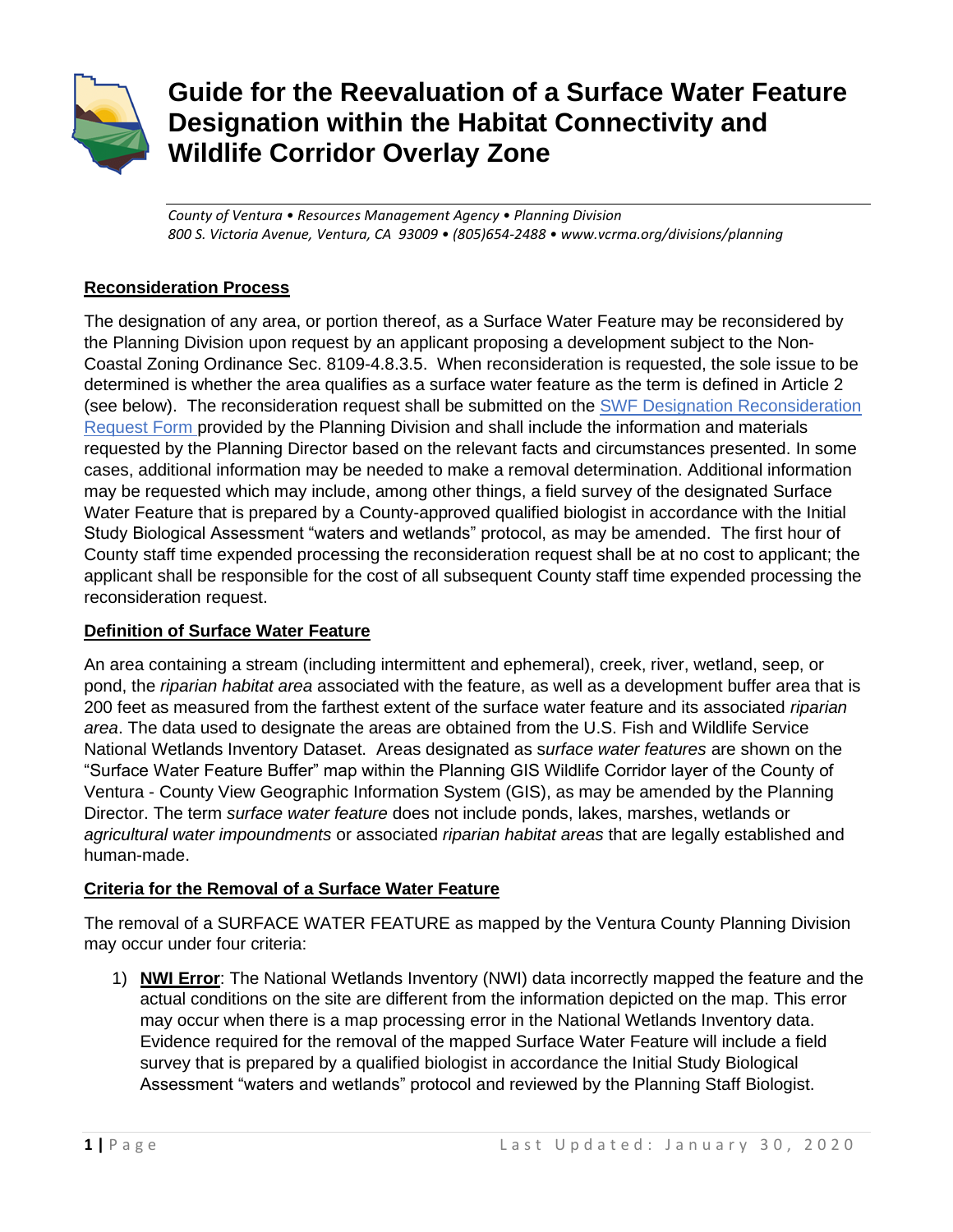# Guide for the Reevaluation of a Surface Water Feature Designation within the Habitat Connectivity and Wildlife Corridor Overlay Zone

*County of Ventura • Resources Management Agency • Planning Division*
*800 S. Victoria Avenue, Ventura, CA 93009 • (805)654-2488 • www.vcrma.org/divisions/planning*

## Reconsideration Process

The designation of any area, or portion thereof, as a Surface Water Feature may be reconsidered by the Planning Division upon request by an applicant proposing a development subject to the Non-Coastal Zoning Ordinance Sec. 8109-4.8.3.5. When reconsideration is requested, the sole issue to be determined is whether the area qualifies as a surface water feature as the term is defined in Article 2 (see below). The reconsideration request shall be submitted on the SWF Designation Reconsideration Request Form provided by the Planning Division and shall include the information and materials requested by the Planning Director based on the relevant facts and circumstances presented. In some cases, additional information may be needed to make a removal determination. Additional information may be requested which may include, among other things, a field survey of the designated Surface Water Feature that is prepared by a County-approved qualified biologist in accordance with the Initial Study Biological Assessment "waters and wetlands" protocol, as may be amended. The first hour of County staff time expended processing the reconsideration request shall be at no cost to applicant; the applicant shall be responsible for the cost of all subsequent County staff time expended processing the reconsideration request.

## Definition of Surface Water Feature

An area containing a stream (including intermittent and ephemeral), creek, river, wetland, seep, or pond, the *riparian habitat area* associated with the feature, as well as a development buffer area that is 200 feet as measured from the farthest extent of the surface water feature and its associated *riparian area*. The data used to designate the areas are obtained from the U.S. Fish and Wildlife Service National Wetlands Inventory Dataset. Areas designated as s*urface water features* are shown on the "Surface Water Feature Buffer" map within the Planning GIS Wildlife Corridor layer of the County of Ventura - County View Geographic Information System (GIS), as may be amended by the Planning Director. The term *surface water feature* does not include ponds, lakes, marshes, wetlands or *agricultural water impoundments* or associated *riparian habitat areas* that are legally established and human-made.

## Criteria for the Removal of a Surface Water Feature

The removal of a SURFACE WATER FEATURE as mapped by the Ventura County Planning Division may occur under four criteria:

1) **NWI Error**: The National Wetlands Inventory (NWI) data incorrectly mapped the feature and the actual conditions on the site are different from the information depicted on the map. This error may occur when there is a map processing error in the National Wetlands Inventory data. Evidence required for the removal of the mapped Surface Water Feature will include a field survey that is prepared by a qualified biologist in accordance the Initial Study Biological Assessment "waters and wetlands" protocol and reviewed by the Planning Staff Biologist.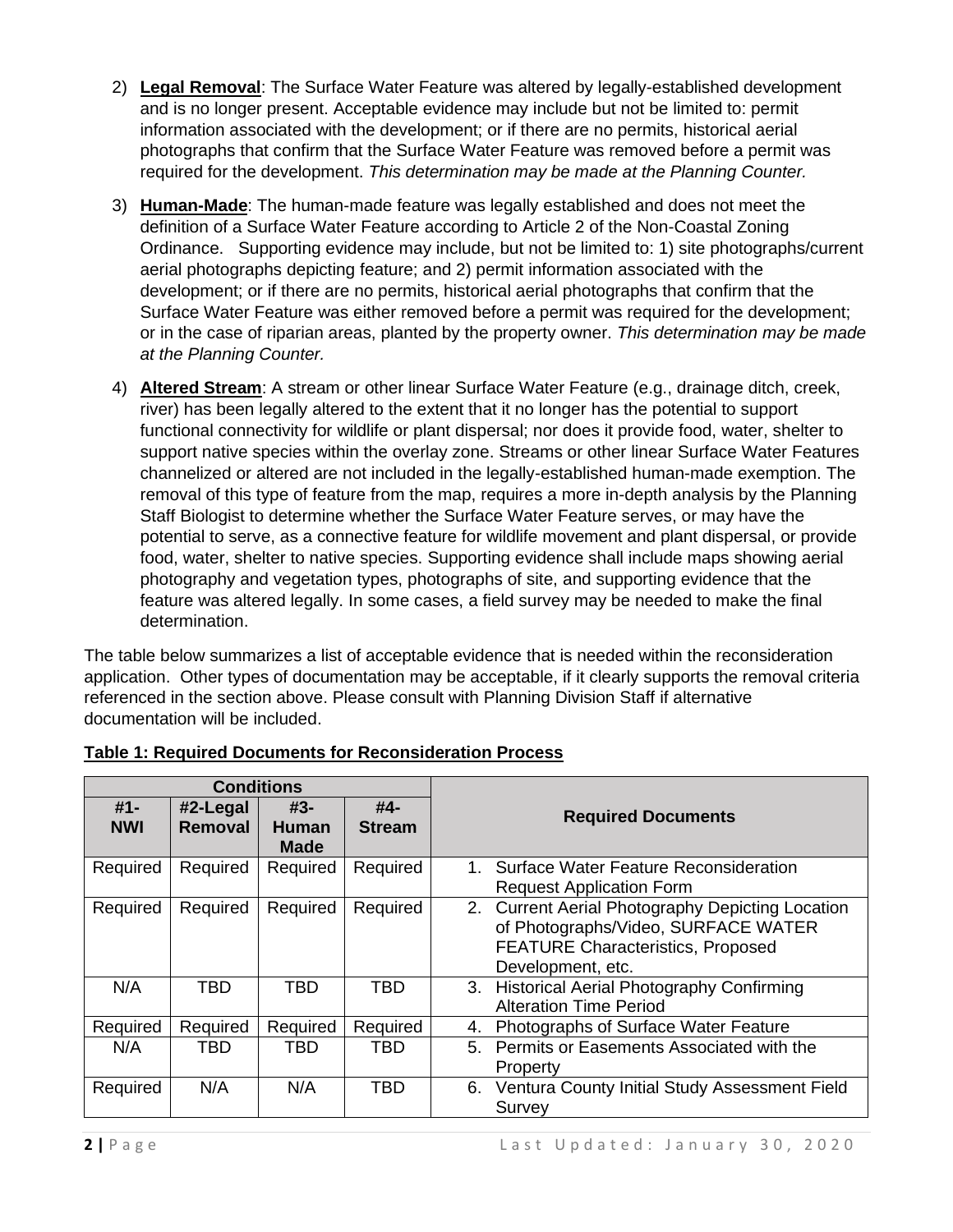2) **Legal Removal**: The Surface Water Feature was altered by legally-established development and is no longer present. Acceptable evidence may include but not be limited to: permit information associated with the development; or if there are no permits, historical aerial photographs that confirm that the Surface Water Feature was removed before a permit was required for the development. *This determination may be made at the Planning Counter.*

3) **Human-Made**: The human-made feature was legally established and does not meet the definition of a Surface Water Feature according to Article 2 of the Non-Coastal Zoning Ordinance. Supporting evidence may include, but not be limited to: 1) site photographs/current aerial photographs depicting feature; and 2) permit information associated with the development; or if there are no permits, historical aerial photographs that confirm that the Surface Water Feature was either removed before a permit was required for the development; or in the case of riparian areas, planted by the property owner. *This determination may be made at the Planning Counter.*

4) **Altered Stream**: A stream or other linear Surface Water Feature (e.g., drainage ditch, creek, river) has been legally altered to the extent that it no longer has the potential to support functional connectivity for wildlife or plant dispersal; nor does it provide food, water, shelter to support native species within the overlay zone. Streams or other linear Surface Water Features channelized or altered are not included in the legally-established human-made exemption. The removal of this type of feature from the map, requires a more in-depth analysis by the Planning Staff Biologist to determine whether the Surface Water Feature serves, or may have the potential to serve, as a connective feature for wildlife movement and plant dispersal, or provide food, water, shelter to native species. Supporting evidence shall include maps showing aerial photography and vegetation types, photographs of site, and supporting evidence that the feature was altered legally. In some cases, a field survey may be needed to make the final determination.

The table below summarizes a list of acceptable evidence that is needed within the reconsideration application. Other types of documentation may be acceptable, if it clearly supports the removal criteria referenced in the section above. Please consult with Planning Division Staff if alternative documentation will be included.

**Table 1: Required Documents for Reconsideration Process**

| Conditions | | | | Required Documents |
|---|---|---|---|---|
| **#1-NWI** | **#2-Legal Removal** | **#3-Human Made** | **#4-Stream** | |
| Required | Required | Required | Required | 1. Surface Water Feature Reconsideration Request Application Form |
| Required | Required | Required | Required | 2. Current Aerial Photography Depicting Location of Photographs/Video, SURFACE WATER FEATURE Characteristics, Proposed Development, etc. |
| N/A | TBD | TBD | TBD | 3. Historical Aerial Photography Confirming Alteration Time Period |
| Required | Required | Required | Required | 4. Photographs of Surface Water Feature |
| N/A | TBD | TBD | TBD | 5. Permits or Easements Associated with the Property |
| Required | N/A | N/A | TBD | 6. Ventura County Initial Study Assessment Field Survey |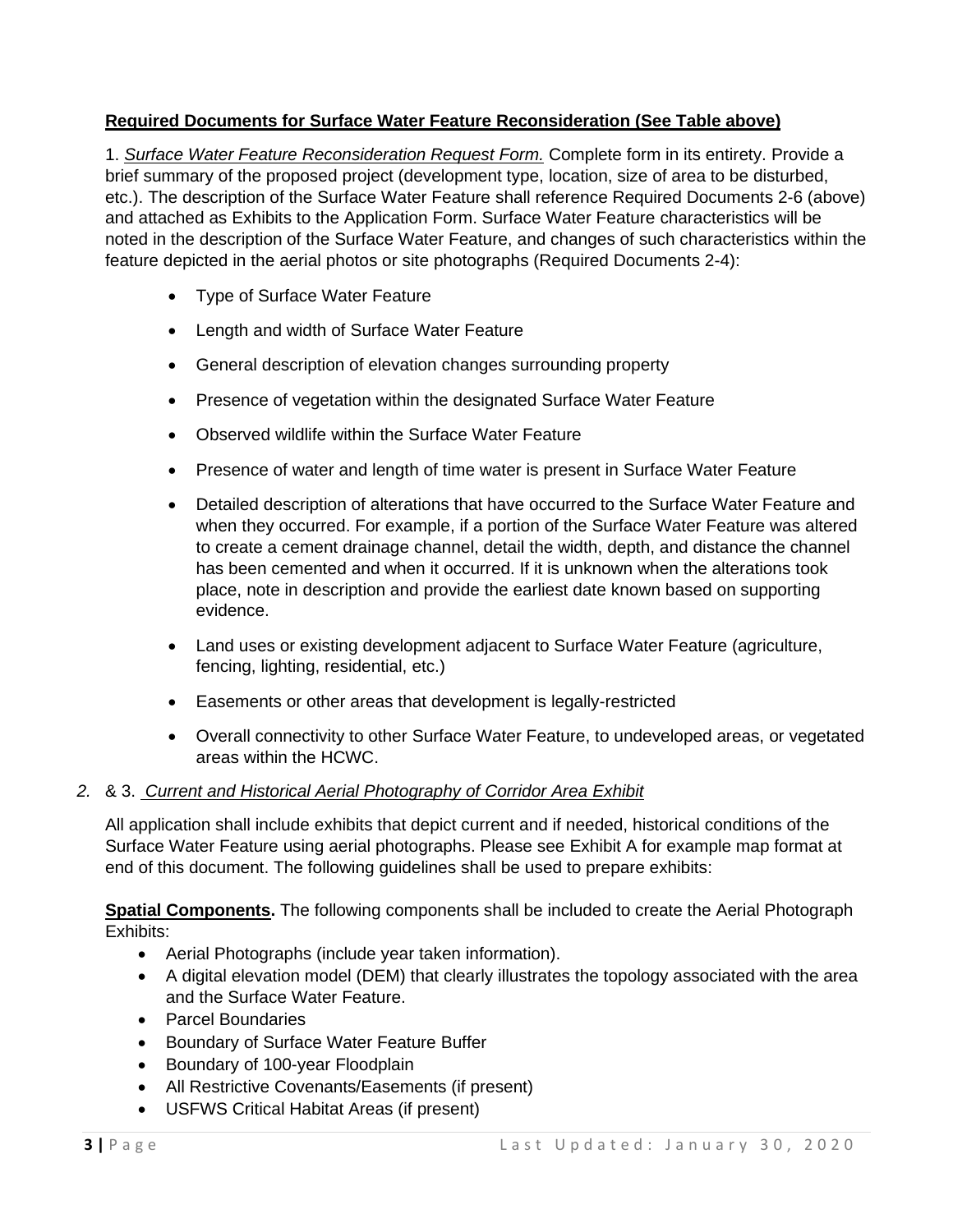**Required Documents for Surface Water Feature Reconsideration (See Table above)**

1. *Surface Water Feature Reconsideration Request Form.* Complete form in its entirety. Provide a brief summary of the proposed project (development type, location, size of area to be disturbed, etc.). The description of the Surface Water Feature shall reference Required Documents 2-6 (above) and attached as Exhibits to the Application Form. Surface Water Feature characteristics will be noted in the description of the Surface Water Feature, and changes of such characteristics within the feature depicted in the aerial photos or site photographs (Required Documents 2-4):

    - Type of Surface Water Feature
    - Length and width of Surface Water Feature
    - General description of elevation changes surrounding property
    - Presence of vegetation within the designated Surface Water Feature
    - Observed wildlife within the Surface Water Feature
    - Presence of water and length of time water is present in Surface Water Feature
    - Detailed description of alterations that have occurred to the Surface Water Feature and when they occurred. For example, if a portion of the Surface Water Feature was altered to create a cement drainage channel, detail the width, depth, and distance the channel has been cemented and when it occurred. If it is unknown when the alterations took place, note in description and provide the earliest date known based on supporting evidence.
    - Land uses or existing development adjacent to Surface Water Feature (agriculture, fencing, lighting, residential, etc.)
    - Easements or other areas that development is legally-restricted
    - Overall connectivity to other Surface Water Feature, to undeveloped areas, or vegetated areas within the HCWC.

*2.* & 3. *Current and Historical Aerial Photography of Corridor Area Exhibit*

All application shall include exhibits that depict current and if needed, historical conditions of the Surface Water Feature using aerial photographs. Please see Exhibit A for example map format at end of this document. The following guidelines shall be used to prepare exhibits:

**Spatial Components.** The following components shall be included to create the Aerial Photograph Exhibits:

- Aerial Photographs (include year taken information).
- A digital elevation model (DEM) that clearly illustrates the topology associated with the area and the Surface Water Feature.
- Parcel Boundaries
- Boundary of Surface Water Feature Buffer
- Boundary of 100-year Floodplain
- All Restrictive Covenants/Easements (if present)
- USFWS Critical Habitat Areas (if present)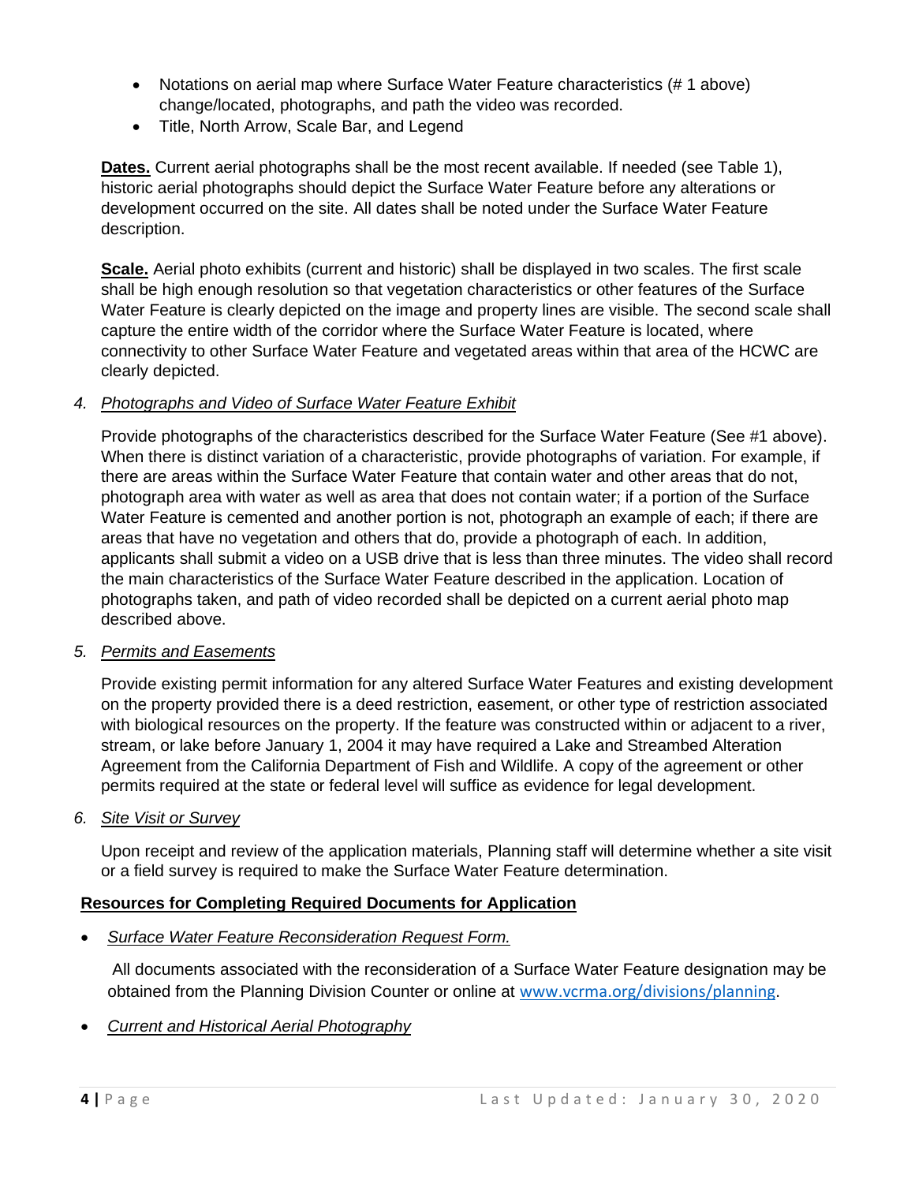- Notations on aerial map where Surface Water Feature characteristics (# 1 above) change/located, photographs, and path the video was recorded.
- Title, North Arrow, Scale Bar, and Legend

**Dates.** Current aerial photographs shall be the most recent available. If needed (see Table 1), historic aerial photographs should depict the Surface Water Feature before any alterations or development occurred on the site. All dates shall be noted under the Surface Water Feature description.

**Scale.** Aerial photo exhibits (current and historic) shall be displayed in two scales. The first scale shall be high enough resolution so that vegetation characteristics or other features of the Surface Water Feature is clearly depicted on the image and property lines are visible. The second scale shall capture the entire width of the corridor where the Surface Water Feature is located, where connectivity to other Surface Water Feature and vegetated areas within that area of the HCWC are clearly depicted.

4. *Photographs and Video of Surface Water Feature Exhibit*

   Provide photographs of the characteristics described for the Surface Water Feature (See #1 above). When there is distinct variation of a characteristic, provide photographs of variation. For example, if there are areas within the Surface Water Feature that contain water and other areas that do not, photograph area with water as well as area that does not contain water; if a portion of the Surface Water Feature is cemented and another portion is not, photograph an example of each; if there are areas that have no vegetation and others that do, provide a photograph of each. In addition, applicants shall submit a video on a USB drive that is less than three minutes. The video shall record the main characteristics of the Surface Water Feature described in the application. Location of photographs taken, and path of video recorded shall be depicted on a current aerial photo map described above.

5. *Permits and Easements*

   Provide existing permit information for any altered Surface Water Features and existing development on the property provided there is a deed restriction, easement, or other type of restriction associated with biological resources on the property. If the feature was constructed within or adjacent to a river, stream, or lake before January 1, 2004 it may have required a Lake and Streambed Alteration Agreement from the California Department of Fish and Wildlife. A copy of the agreement or other permits required at the state or federal level will suffice as evidence for legal development.

6. *Site Visit or Survey*

   Upon receipt and review of the application materials, Planning staff will determine whether a site visit or a field survey is required to make the Surface Water Feature determination.

**Resources for Completing Required Documents for Application**

- *Surface Water Feature Reconsideration Request Form.*

  All documents associated with the reconsideration of a Surface Water Feature designation may be obtained from the Planning Division Counter or online at www.vcrma.org/divisions/planning.

- *Current and Historical Aerial Photography*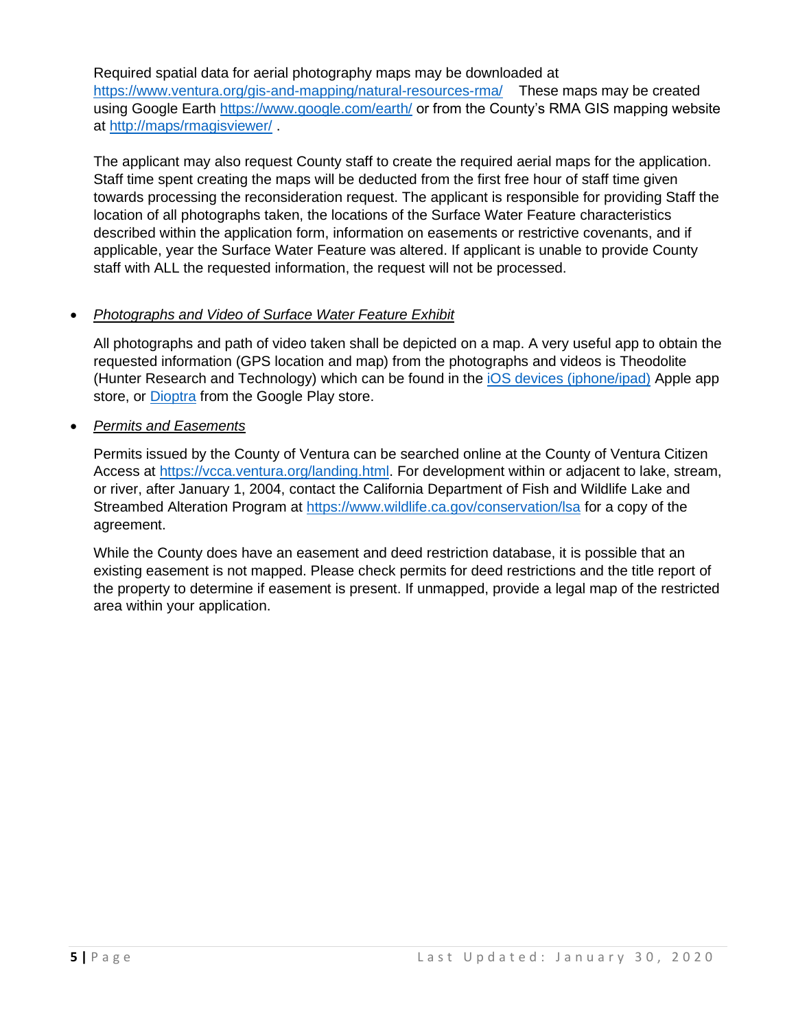Required spatial data for aerial photography maps may be downloaded at https://www.ventura.org/gis-and-mapping/natural-resources-rma/ These maps may be created using Google Earth https://www.google.com/earth/ or from the County's RMA GIS mapping website at http://maps/rmagisviewer/ .

The applicant may also request County staff to create the required aerial maps for the application. Staff time spent creating the maps will be deducted from the first free hour of staff time given towards processing the reconsideration request. The applicant is responsible for providing Staff the location of all photographs taken, the locations of the Surface Water Feature characteristics described within the application form, information on easements or restrictive covenants, and if applicable, year the Surface Water Feature was altered. If applicant is unable to provide County staff with ALL the requested information, the request will not be processed.

- *Photographs and Video of Surface Water Feature Exhibit*

  All photographs and path of video taken shall be depicted on a map. A very useful app to obtain the requested information (GPS location and map) from the photographs and videos is Theodolite (Hunter Research and Technology) which can be found in the iOS devices (iphone/ipad) Apple app store, or Dioptra from the Google Play store.

- *Permits and Easements*

  Permits issued by the County of Ventura can be searched online at the County of Ventura Citizen Access at https://vcca.ventura.org/landing.html. For development within or adjacent to lake, stream, or river, after January 1, 2004, contact the California Department of Fish and Wildlife Lake and Streambed Alteration Program at https://www.wildlife.ca.gov/conservation/lsa for a copy of the agreement.

  While the County does have an easement and deed restriction database, it is possible that an existing easement is not mapped. Please check permits for deed restrictions and the title report of the property to determine if easement is present. If unmapped, provide a legal map of the restricted area within your application.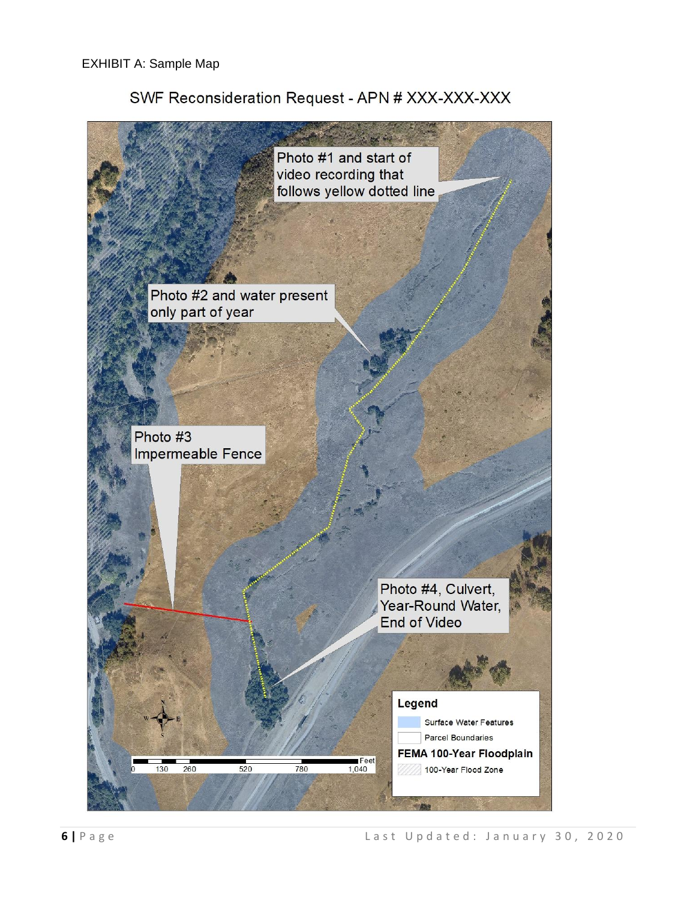EXHIBIT A: Sample Map

SWF Reconsideration Request - APN # XXX-XXX-XXX

Photo #1 and start of video recording that follows yellow dotted line

Photo #2 and water present only part of year

Photo #3 Impermeable Fence

Photo #4, Culvert, Year-Round Water, End of Video

Legend

Surface Water Features

Parcel Boundaries

FEMA 100-Year Floodplain

100-Year Flood Zone

0 130 260 520 780 1,040 Feet